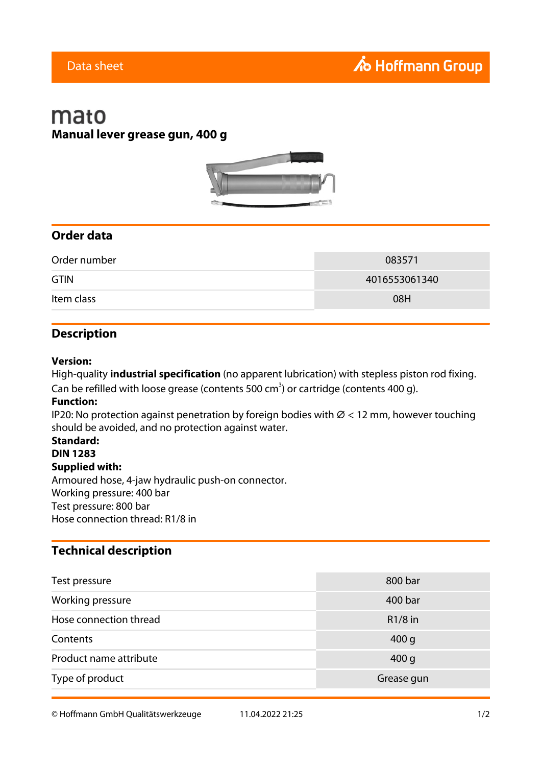Data sheet

Hoffmann Group

# mato

## Manual lever grease gun, 400 g

## Order data

| Order number | 083571 |
|---|---|
| GTIN | 4016553061340 |
| Item class | 08H |

## Description

**Version:**
High-quality **industrial specification** (no apparent lubrication) with stepless piston rod fixing. Can be refilled with loose grease (contents 500 $cm^3$) or cartridge (contents 400 g).
**Function:**
IP20: No protection against penetration by foreign bodies with Ø < 12 mm, however touching should be avoided, and no protection against water.
**Standard:**
**DIN 1283**
**Supplied with:**
Armoured hose, 4-jaw hydraulic push-on connector.
Working pressure: 400 bar
Test pressure: 800 bar
Hose connection thread: R1/8 in

## Technical description

| Test pressure | 800 bar |
|---|---|
| Working pressure | 400 bar |
| Hose connection thread | R1/8 in |
| Contents | 400 g |
| Product name attribute | 400 g |
| Type of product | Grease gun |

© Hoffmann GmbH Qualitätswerkzeuge 11.04.2022 21:25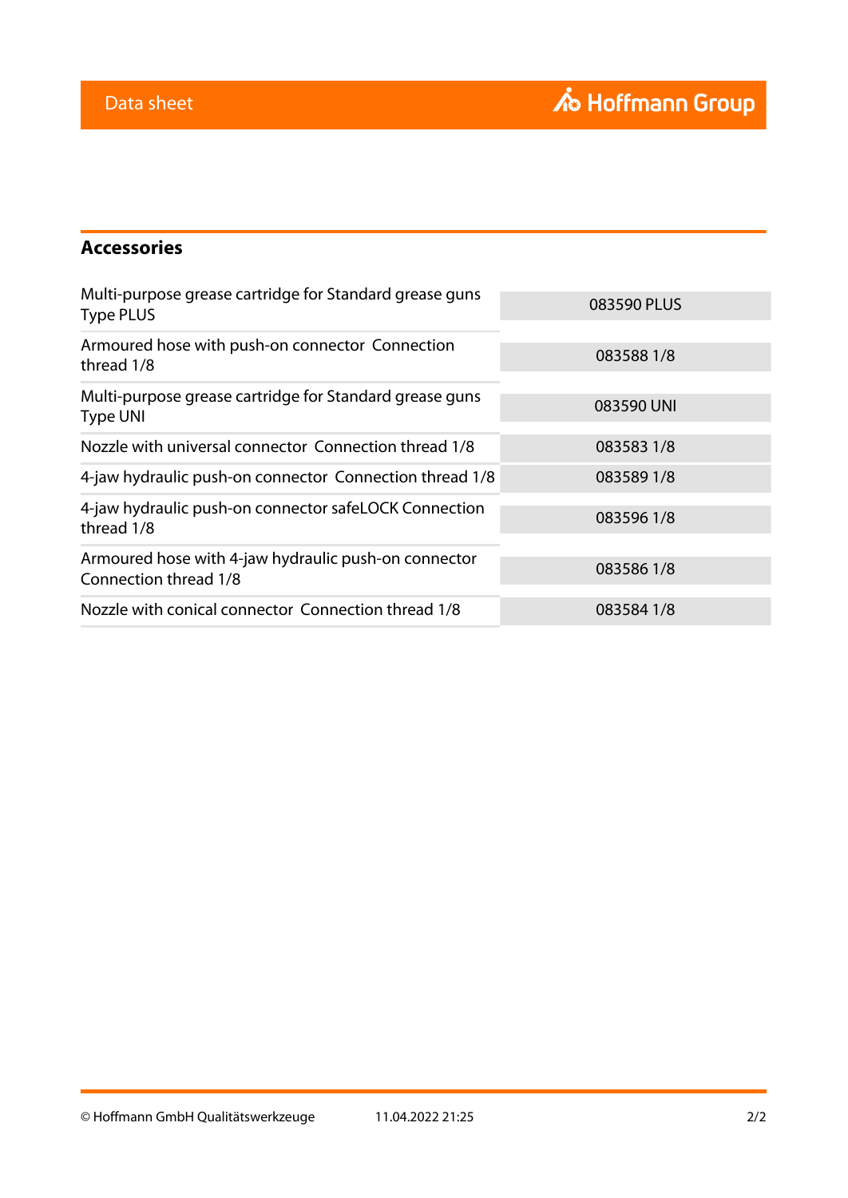## Accessories

| | |
|---|---|
| Multi-purpose grease cartridge for Standard grease guns Type PLUS | 083590 PLUS |
| Armoured hose with push-on connector  Connection thread 1/8 | 083588 1/8 |
| Multi-purpose grease cartridge for Standard grease guns Type UNI | 083590 UNI |
| Nozzle with universal connector  Connection thread 1/8 | 083583 1/8 |
| 4-jaw hydraulic push-on connector  Connection thread 1/8 | 083589 1/8 |
| 4-jaw hydraulic push-on connector safeLOCK Connection thread 1/8 | 083596 1/8 |
| Armoured hose with 4-jaw hydraulic push-on connector Connection thread 1/8 | 083586 1/8 |
| Nozzle with conical connector  Connection thread 1/8 | 083584 1/8 |